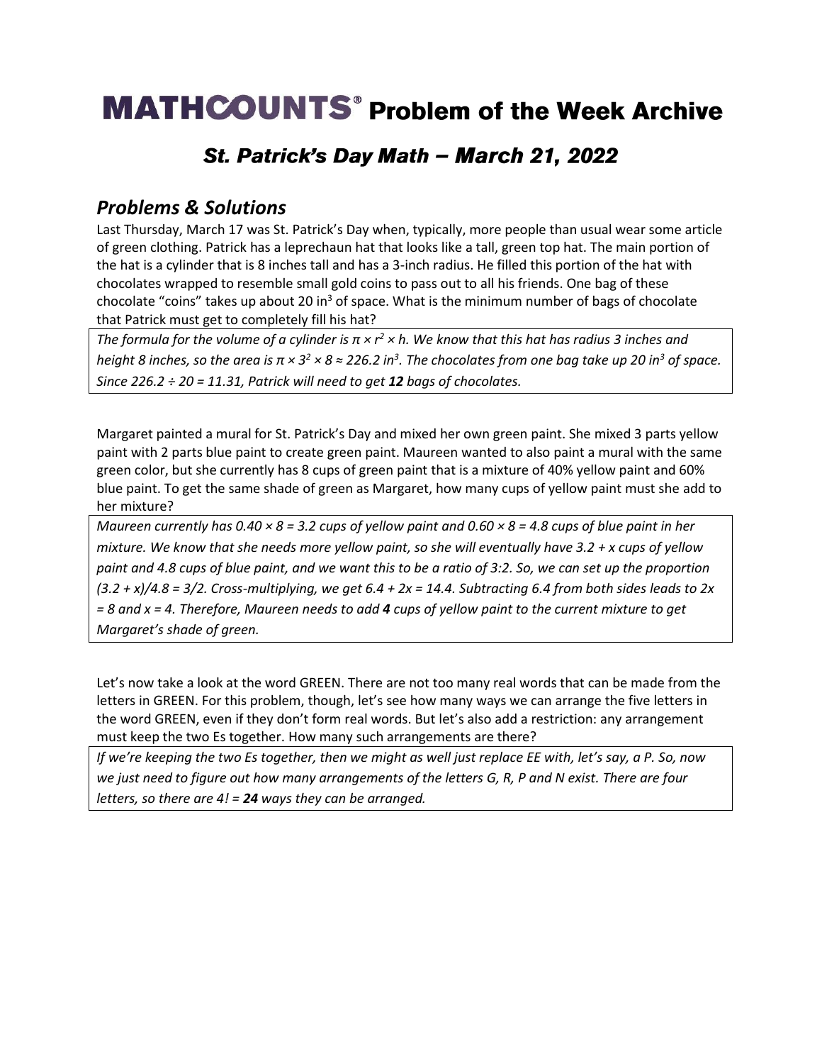# MATHCOUNTS® Problem of the Week Archive

## *St. Patrick's Day Math – March 21, 2022*

### *Problems & Solutions*

Last Thursday, March 17 was St. Patrick's Day when, typically, more people than usual wear some article of green clothing. Patrick has a leprechaun hat that looks like a tall, green top hat. The main portion of the hat is a cylinder that is 8 inches tall and has a 3-inch radius. He filled this portion of the hat with chocolates wrapped to resemble small gold coins to pass out to all his friends. One bag of these chocolate "coins" takes up about 20 $in^3$ of space. What is the minimum number of bags of chocolate that Patrick must get to completely fill his hat?

> *The formula for the volume of a cylinder is $\pi \times r^2 \times h$. We know that this hat has radius 3 inches and height 8 inches, so the area is $\pi \times 3^2 \times 8 \approx 226.2$ $in^3$. The chocolates from one bag take up 20 $in^3$ of space. Since $226.2 \div 20 = 11.31$, Patrick will need to get **12** bags of chocolates.*

Margaret painted a mural for St. Patrick's Day and mixed her own green paint. She mixed 3 parts yellow paint with 2 parts blue paint to create green paint. Maureen wanted to also paint a mural with the same green color, but she currently has 8 cups of green paint that is a mixture of 40% yellow paint and 60% blue paint. To get the same shade of green as Margaret, how many cups of yellow paint must she add to her mixture?

> *Maureen currently has $0.40 \times 8 = 3.2$ cups of yellow paint and $0.60 \times 8 = 4.8$ cups of blue paint in her mixture. We know that she needs more yellow paint, so she will eventually have $3.2 + x$ cups of yellow paint and 4.8 cups of blue paint, and we want this to be a ratio of 3:2. So, we can set up the proportion $(3.2 + x)/4.8 = 3/2$. Cross-multiplying, we get $6.4 + 2x = 14.4$. Subtracting 6.4 from both sides leads to $2x = 8$ and $x = 4$. Therefore, Maureen needs to add **4** cups of yellow paint to the current mixture to get Margaret's shade of green.*

Let's now take a look at the word GREEN. There are not too many real words that can be made from the letters in GREEN. For this problem, though, let's see how many ways we can arrange the five letters in the word GREEN, even if they don't form real words. But let's also add a restriction: any arrangement must keep the two Es together. How many such arrangements are there?

> *If we're keeping the two Es together, then we might as well just replace EE with, let's say, a P. So, now we just need to figure out how many arrangements of the letters G, R, P and N exist. There are four letters, so there are $4! =$ **24** ways they can be arranged.*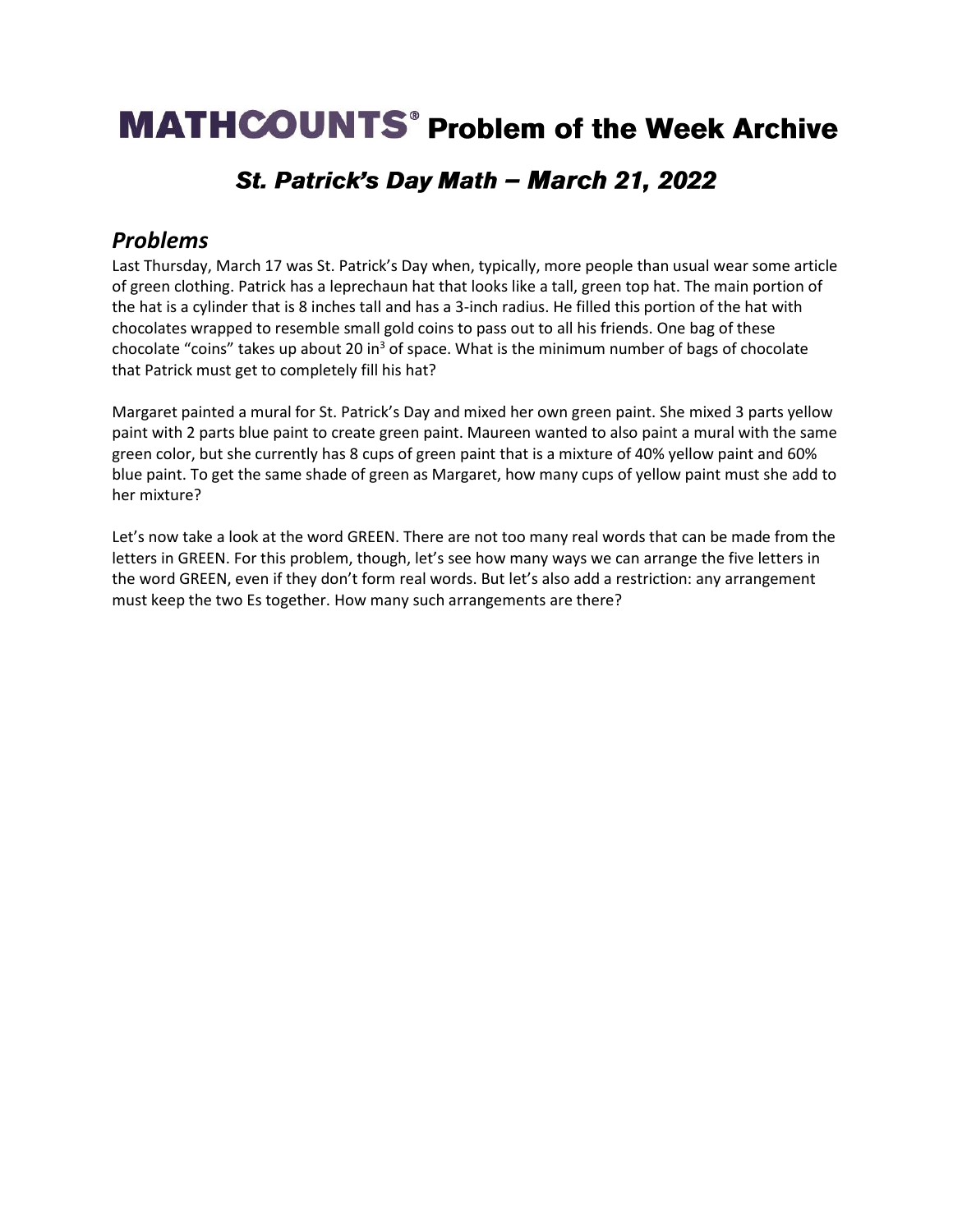# MATHCOUNTS® Problem of the Week Archive

## *St. Patrick's Day Math – March 21, 2022*

## *Problems*

Last Thursday, March 17 was St. Patrick's Day when, typically, more people than usual wear some article of green clothing. Patrick has a leprechaun hat that looks like a tall, green top hat. The main portion of the hat is a cylinder that is 8 inches tall and has a 3-inch radius. He filled this portion of the hat with chocolates wrapped to resemble small gold coins to pass out to all his friends. One bag of these chocolate "coins" takes up about 20 $in^3$ of space. What is the minimum number of bags of chocolate that Patrick must get to completely fill his hat?

Margaret painted a mural for St. Patrick's Day and mixed her own green paint. She mixed 3 parts yellow paint with 2 parts blue paint to create green paint. Maureen wanted to also paint a mural with the same green color, but she currently has 8 cups of green paint that is a mixture of 40% yellow paint and 60% blue paint. To get the same shade of green as Margaret, how many cups of yellow paint must she add to her mixture?

Let's now take a look at the word GREEN. There are not too many real words that can be made from the letters in GREEN. For this problem, though, let's see how many ways we can arrange the five letters in the word GREEN, even if they don't form real words. But let's also add a restriction: any arrangement must keep the two Es together. How many such arrangements are there?